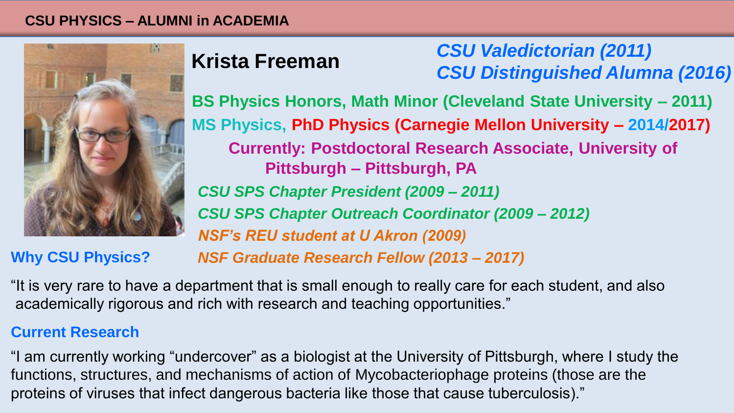# CSU PHYSICS – ALUMNI in ACADEMIA

## Krista Freeman

*CSU Valedictorian (2011)*
*CSU Distinguished Alumna (2016)*

**BS Physics Honors, Math Minor (Cleveland State University – 2011)**

**MS Physics, PhD Physics (Carnegie Mellon University – 2014/2017)**

**Currently: Postdoctoral Research Associate, University of Pittsburgh – Pittsburgh, PA**

*CSU SPS Chapter President (2009 – 2011)*

*CSU SPS Chapter Outreach Coordinator (2009 – 2012)*

*NSF's REU student at U Akron (2009)*

*NSF Graduate Research Fellow (2013 – 2017)*

### Why CSU Physics?

"It is very rare to have a department that is small enough to really care for each student, and also academically rigorous and rich with research and teaching opportunities."

### Current Research

"I am currently working "undercover" as a biologist at the University of Pittsburgh, where I study the functions, structures, and mechanisms of action of Mycobacteriophage proteins (those are the proteins of viruses that infect dangerous bacteria like those that cause tuberculosis)."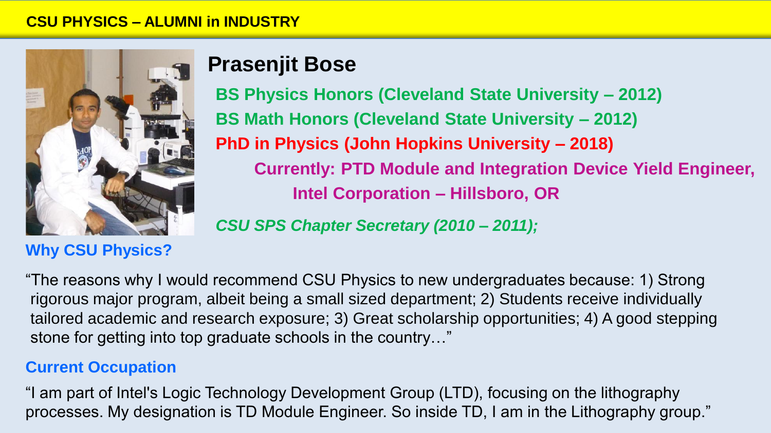CSU PHYSICS – ALUMNI in INDUSTRY

# Prasenjit Bose

**BS Physics Honors (Cleveland State University – 2012)**

**BS Math Honors (Cleveland State University – 2012)**

**PhD in Physics (John Hopkins University – 2018)**

**Currently: PTD Module and Integration Device Yield Engineer, Intel Corporation – Hillsboro, OR**

***CSU SPS Chapter Secretary (2010 – 2011);***

### Why CSU Physics?

"The reasons why I would recommend CSU Physics to new undergraduates because: 1) Strong rigorous major program, albeit being a small sized department; 2) Students receive individually tailored academic and research exposure; 3) Great scholarship opportunities; 4) A good stepping stone for getting into top graduate schools in the country…"

### Current Occupation

"I am part of Intel's Logic Technology Development Group (LTD), focusing on the lithography processes. My designation is TD Module Engineer. So inside TD, I am in the Lithography group."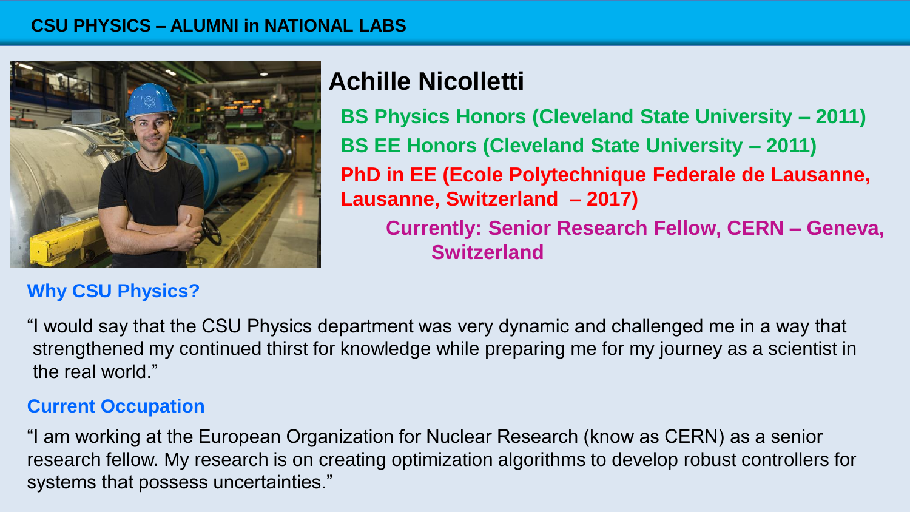# CSU PHYSICS – ALUMNI in NATIONAL LABS

## Achille Nicolletti

**BS Physics Honors (Cleveland State University – 2011)**

**BS EE Honors (Cleveland State University – 2011)**

**PhD in EE (Ecole Polytechnique Federale de Lausanne, Lausanne, Switzerland – 2017)**

**Currently: Senior Research Fellow, CERN – Geneva, Switzerland**

### Why CSU Physics?

"I would say that the CSU Physics department was very dynamic and challenged me in a way that strengthened my continued thirst for knowledge while preparing me for my journey as a scientist in the real world."

### Current Occupation

"I am working at the European Organization for Nuclear Research (know as CERN) as a senior research fellow. My research is on creating optimization algorithms to develop robust controllers for systems that possess uncertainties."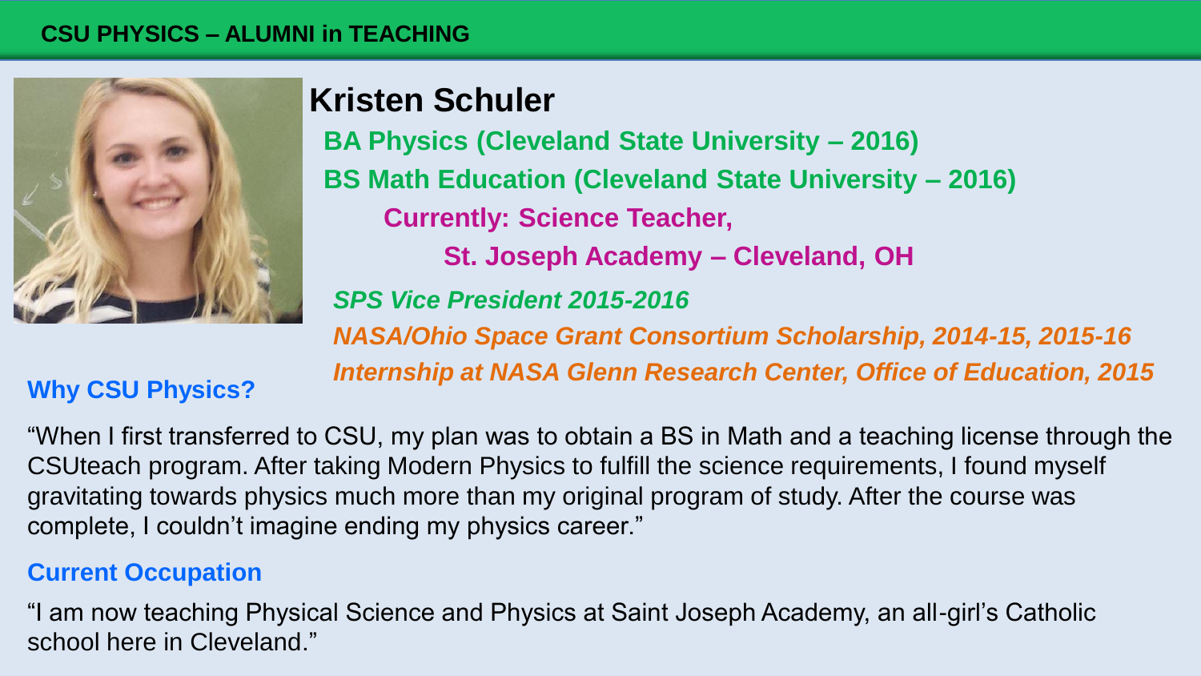CSU PHYSICS – ALUMNI in TEACHING

# Kristen Schuler

**BA Physics (Cleveland State University – 2016)**

**BS Math Education (Cleveland State University – 2016)**

**Currently: Science Teacher,**

**St. Joseph Academy – Cleveland, OH**

***SPS Vice President 2015-2016***

***NASA/Ohio Space Grant Consortium Scholarship, 2014-15, 2015-16***

***Internship at NASA Glenn Research Center, Office of Education, 2015***

## Why CSU Physics?

"When I first transferred to CSU, my plan was to obtain a BS in Math and a teaching license through the CSUteach program. After taking Modern Physics to fulfill the science requirements, I found myself gravitating towards physics much more than my original program of study. After the course was complete, I couldn't imagine ending my physics career."

## Current Occupation

"I am now teaching Physical Science and Physics at Saint Joseph Academy, an all-girl's Catholic school here in Cleveland."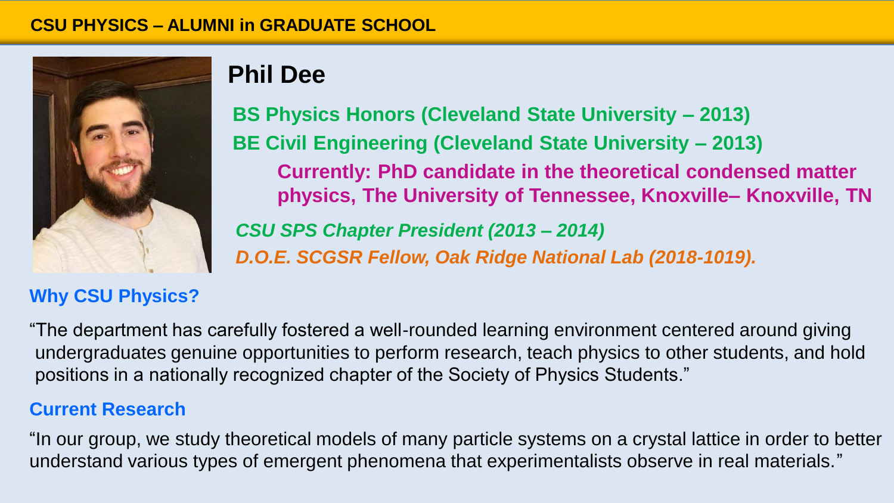# CSU PHYSICS – ALUMNI in GRADUATE SCHOOL

## Phil Dee

**BS Physics Honors (Cleveland State University – 2013)**

**BE Civil Engineering (Cleveland State University – 2013)**

**Currently: PhD candidate in the theoretical condensed matter physics, The University of Tennessee, Knoxville– Knoxville, TN**

***CSU SPS Chapter President (2013 – 2014)***

***D.O.E. SCGSR Fellow, Oak Ridge National Lab (2018-1019).***

### Why CSU Physics?

"The department has carefully fostered a well-rounded learning environment centered around giving undergraduates genuine opportunities to perform research, teach physics to other students, and hold positions in a nationally recognized chapter of the Society of Physics Students."

### Current Research

"In our group, we study theoretical models of many particle systems on a crystal lattice in order to better understand various types of emergent phenomena that experimentalists observe in real materials."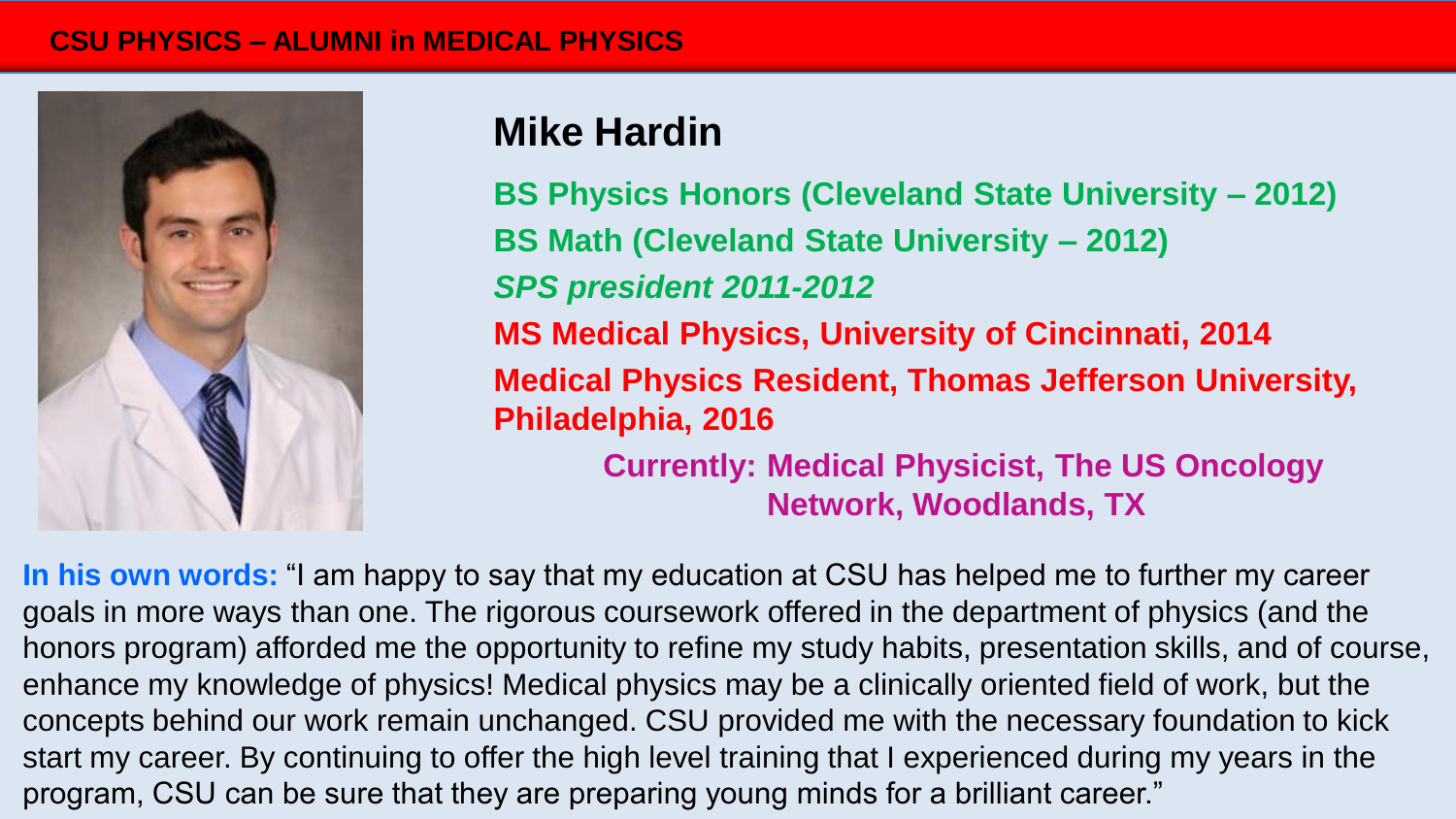**CSU PHYSICS – ALUMNI in MEDICAL PHYSICS**

## Mike Hardin

**BS Physics Honors (Cleveland State University – 2012)**

**BS Math (Cleveland State University – 2012)**

***SPS president 2011-2012***

**MS Medical Physics, University of Cincinnati, 2014**

**Medical Physics Resident, Thomas Jefferson University, Philadelphia, 2016**

**Currently: Medical Physicist, The US Oncology Network, Woodlands, TX**

**In his own words:** "I am happy to say that my education at CSU has helped me to further my career goals in more ways than one. The rigorous coursework offered in the department of physics (and the honors program) afforded me the opportunity to refine my study habits, presentation skills, and of course, enhance my knowledge of physics! Medical physics may be a clinically oriented field of work, but the concepts behind our work remain unchanged. CSU provided me with the necessary foundation to kick start my career. By continuing to offer the high level training that I experienced during my years in the program, CSU can be sure that they are preparing young minds for a brilliant career."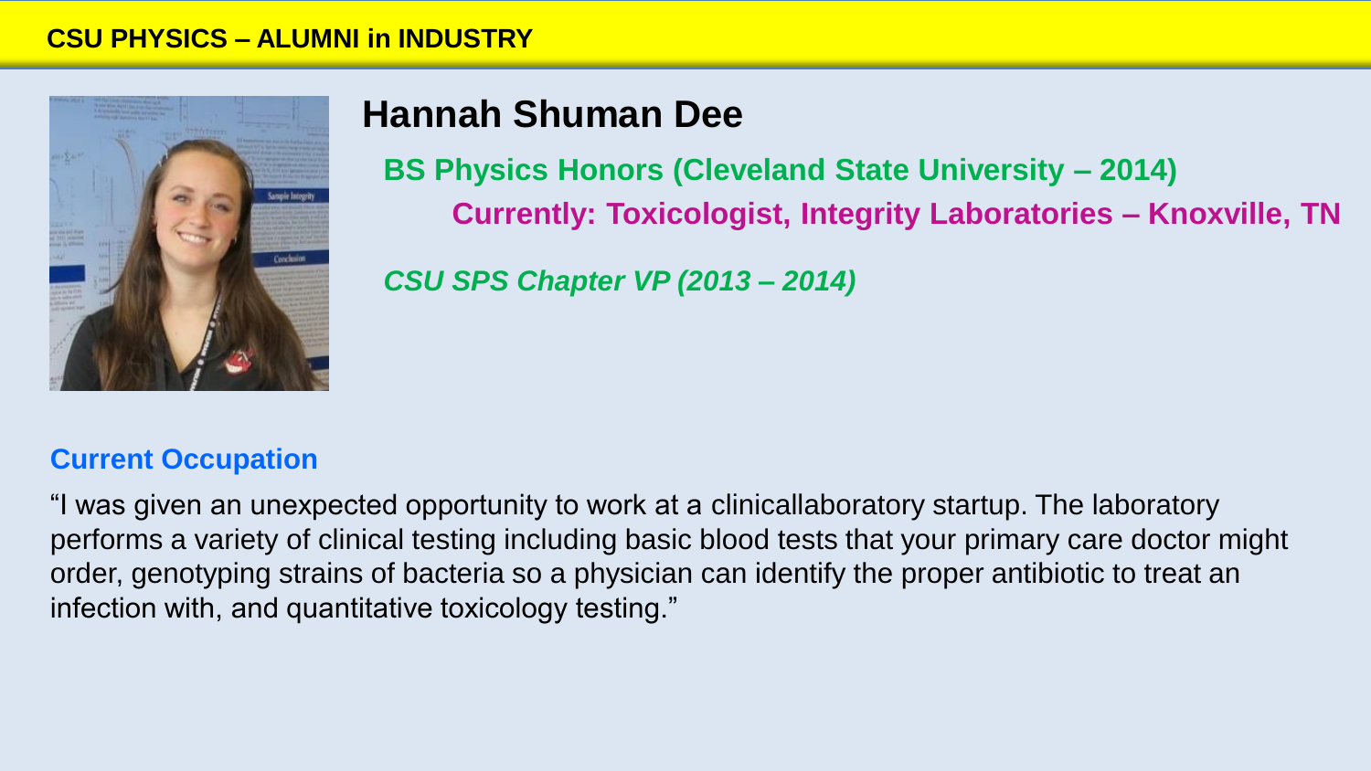## CSU PHYSICS – ALUMNI in INDUSTRY

# Hannah Shuman Dee

**BS Physics Honors (Cleveland State University – 2014)**

**Currently: Toxicologist, Integrity Laboratories – Knoxville, TN**

***CSU SPS Chapter VP (2013 – 2014)***

### Current Occupation

"I was given an unexpected opportunity to work at a clinicallaboratory startup. The laboratory performs a variety of clinical testing including basic blood tests that your primary care doctor might order, genotyping strains of bacteria so a physician can identify the proper antibiotic to treat an infection with, and quantitative toxicology testing."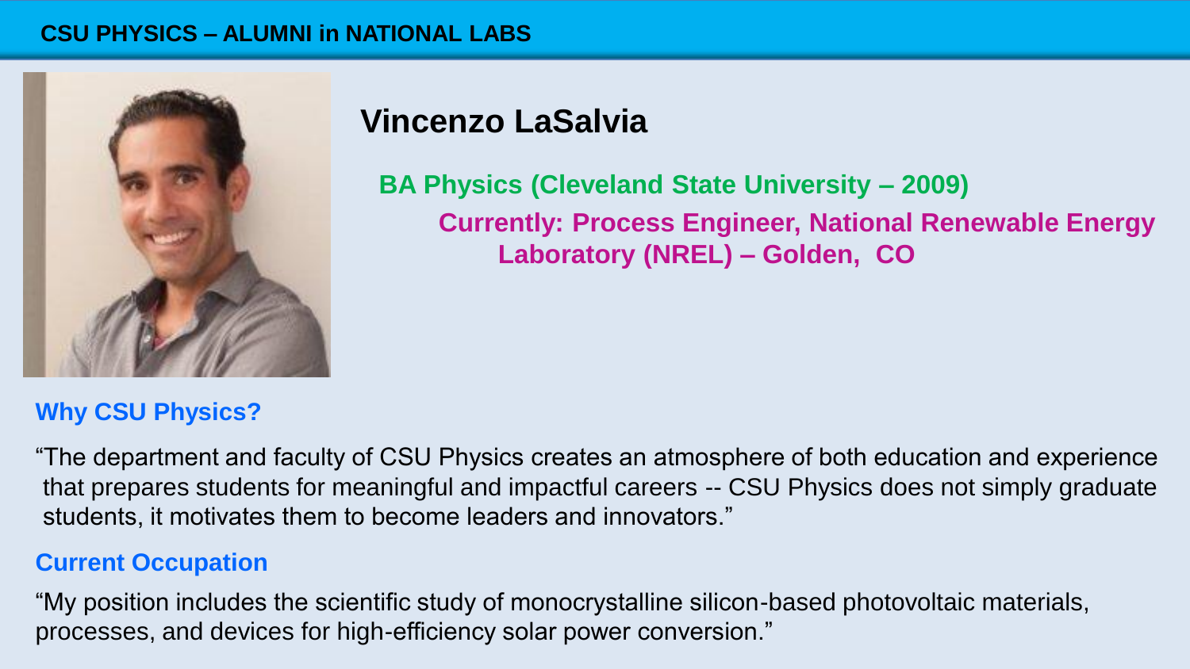# CSU PHYSICS – ALUMNI in NATIONAL LABS

## Vincenzo LaSalvia

**BA Physics (Cleveland State University – 2009)**

**Currently: Process Engineer, National Renewable Energy Laboratory (NREL) – Golden, CO**

### Why CSU Physics?

"The department and faculty of CSU Physics creates an atmosphere of both education and experience that prepares students for meaningful and impactful careers -- CSU Physics does not simply graduate students, it motivates them to become leaders and innovators."

### Current Occupation

"My position includes the scientific study of monocrystalline silicon-based photovoltaic materials, processes, and devices for high-efficiency solar power conversion."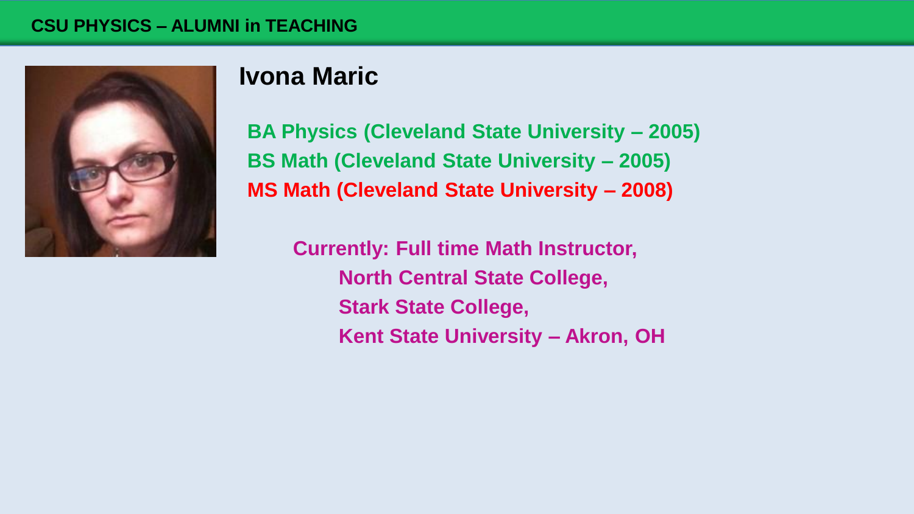# CSU PHYSICS – ALUMNI in TEACHING

## Ivona Maric

**BA Physics (Cleveland State University – 2005)**
**BS Math (Cleveland State University – 2005)**
**MS Math (Cleveland State University – 2008)**

**Currently: Full time Math Instructor,**
**North Central State College,**
**Stark State College,**
**Kent State University – Akron, OH**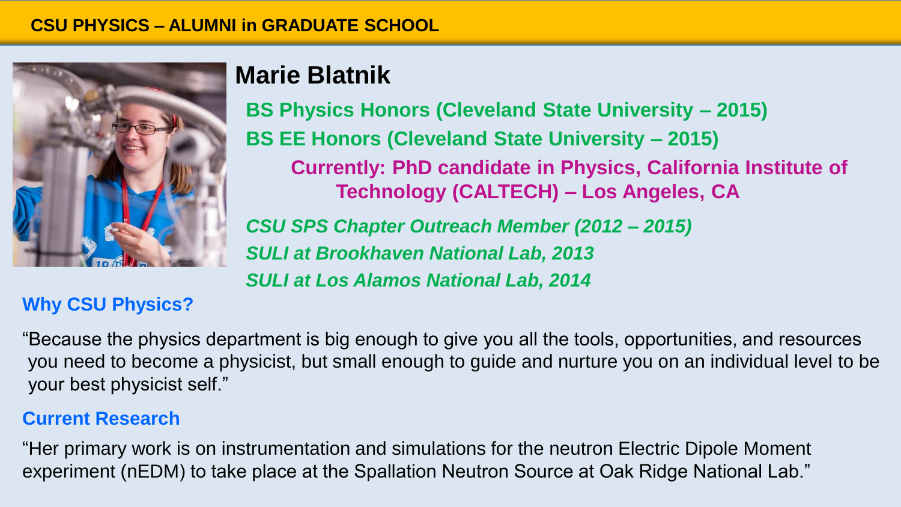# CSU PHYSICS – ALUMNI in GRADUATE SCHOOL

## Marie Blatnik

**BS Physics Honors (Cleveland State University – 2015)**

**BS EE Honors (Cleveland State University – 2015)**

**Currently: PhD candidate in Physics, California Institute of Technology (CALTECH) – Los Angeles, CA**

***CSU SPS Chapter Outreach Member (2012 – 2015)***

***SULI at Brookhaven National Lab, 2013***

***SULI at Los Alamos National Lab, 2014***

### Why CSU Physics?

"Because the physics department is big enough to give you all the tools, opportunities, and resources you need to become a physicist, but small enough to guide and nurture you on an individual level to be your best physicist self."

### Current Research

"Her primary work is on instrumentation and simulations for the neutron Electric Dipole Moment experiment (nEDM) to take place at the Spallation Neutron Source at Oak Ridge National Lab."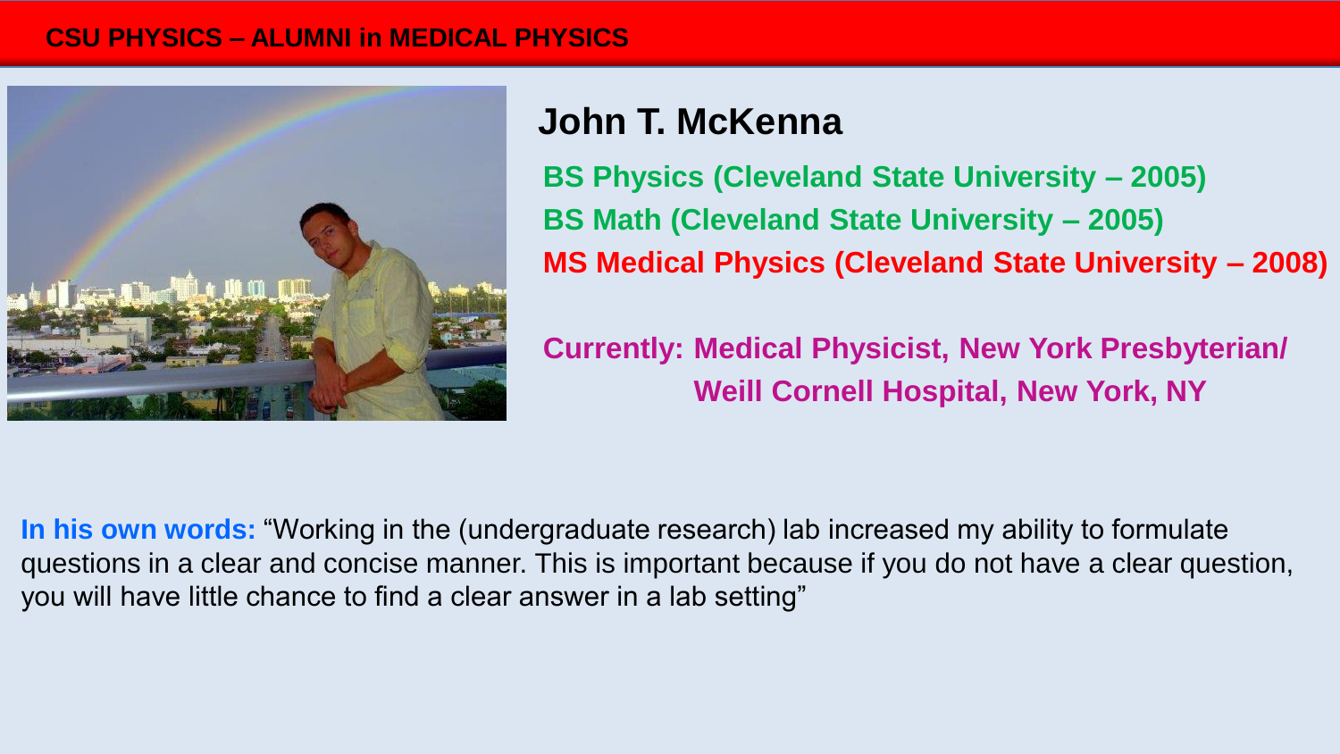## CSU PHYSICS – ALUMNI in MEDICAL PHYSICS

# John T. McKenna

**BS Physics (Cleveland State University – 2005)**

**BS Math (Cleveland State University – 2005)**

**MS Medical Physics (Cleveland State University – 2008)**

**Currently: Medical Physicist, New York Presbyterian/ Weill Cornell Hospital, New York, NY**

**In his own words:** "Working in the (undergraduate research) lab increased my ability to formulate questions in a clear and concise manner. This is important because if you do not have a clear question, you will have little chance to find a clear answer in a lab setting"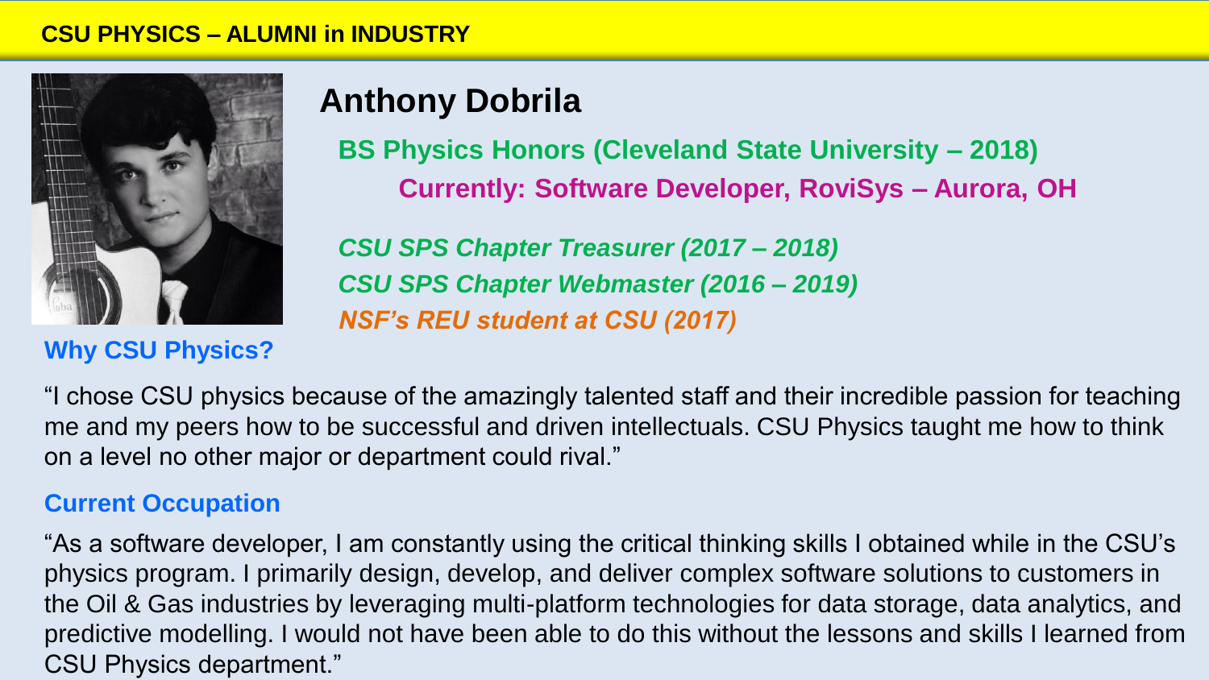CSU PHYSICS – ALUMNI in INDUSTRY

# Anthony Dobrila

**BS Physics Honors (Cleveland State University – 2018)**

**Currently: Software Developer, RoviSys – Aurora, OH**

***CSU SPS Chapter Treasurer (2017 – 2018)***

***CSU SPS Chapter Webmaster (2016 – 2019)***

***NSF's REU student at CSU (2017)***

## Why CSU Physics?

"I chose CSU physics because of the amazingly talented staff and their incredible passion for teaching me and my peers how to be successful and driven intellectuals. CSU Physics taught me how to think on a level no other major or department could rival."

## Current Occupation

"As a software developer, I am constantly using the critical thinking skills I obtained while in the CSU's physics program. I primarily design, develop, and deliver complex software solutions to customers in the Oil & Gas industries by leveraging multi-platform technologies for data storage, data analytics, and predictive modelling. I would not have been able to do this without the lessons and skills I learned from CSU Physics department."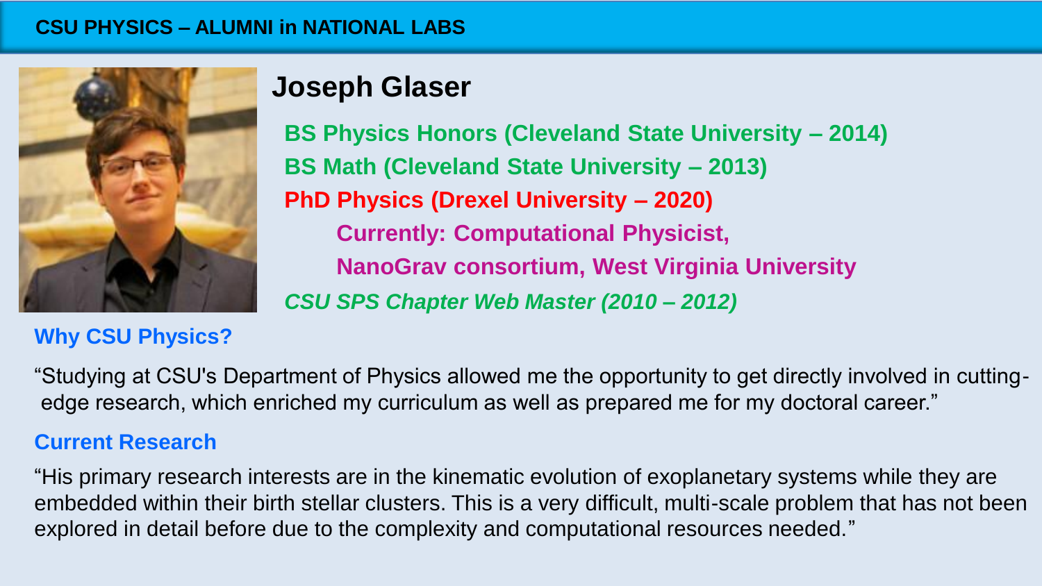## CSU PHYSICS – ALUMNI in NATIONAL LABS

# Joseph Glaser

**BS Physics Honors (Cleveland State University – 2014)**

**BS Math (Cleveland State University – 2013)**

**PhD Physics (Drexel University – 2020)**

**Currently: Computational Physicist,**

**NanoGrav consortium, West Virginia University**

***CSU SPS Chapter Web Master (2010 – 2012)***

### Why CSU Physics?

"Studying at CSU's Department of Physics allowed me the opportunity to get directly involved in cutting-edge research, which enriched my curriculum as well as prepared me for my doctoral career."

### Current Research

"His primary research interests are in the kinematic evolution of exoplanetary systems while they are embedded within their birth stellar clusters. This is a very difficult, multi-scale problem that has not been explored in detail before due to the complexity and computational resources needed."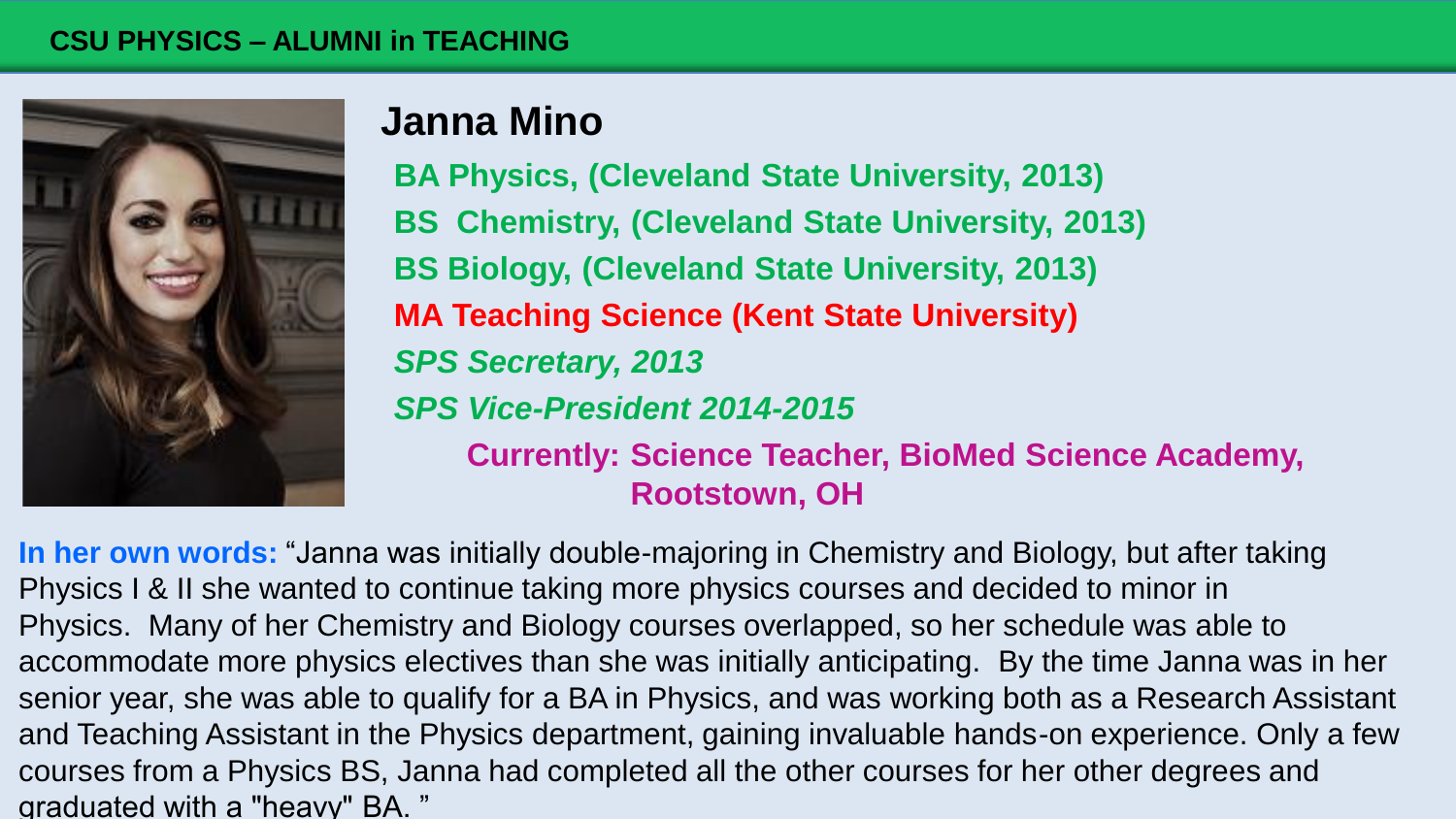CSU PHYSICS – ALUMNI in TEACHING

## Janna Mino

**BA Physics, (Cleveland State University, 2013)**

**BS Chemistry, (Cleveland State University, 2013)**

**BS Biology, (Cleveland State University, 2013)**

**MA Teaching Science (Kent State University)**

***SPS Secretary, 2013***

***SPS Vice-President 2014-2015***

**Currently: Science Teacher, BioMed Science Academy, Rootstown, OH**

**In her own words:** "Janna was initially double-majoring in Chemistry and Biology, but after taking Physics I & II she wanted to continue taking more physics courses and decided to minor in Physics. Many of her Chemistry and Biology courses overlapped, so her schedule was able to accommodate more physics electives than she was initially anticipating. By the time Janna was in her senior year, she was able to qualify for a BA in Physics, and was working both as a Research Assistant and Teaching Assistant in the Physics department, gaining invaluable hands-on experience. Only a few courses from a Physics BS, Janna had completed all the other courses for her other degrees and graduated with a "heavy" BA. "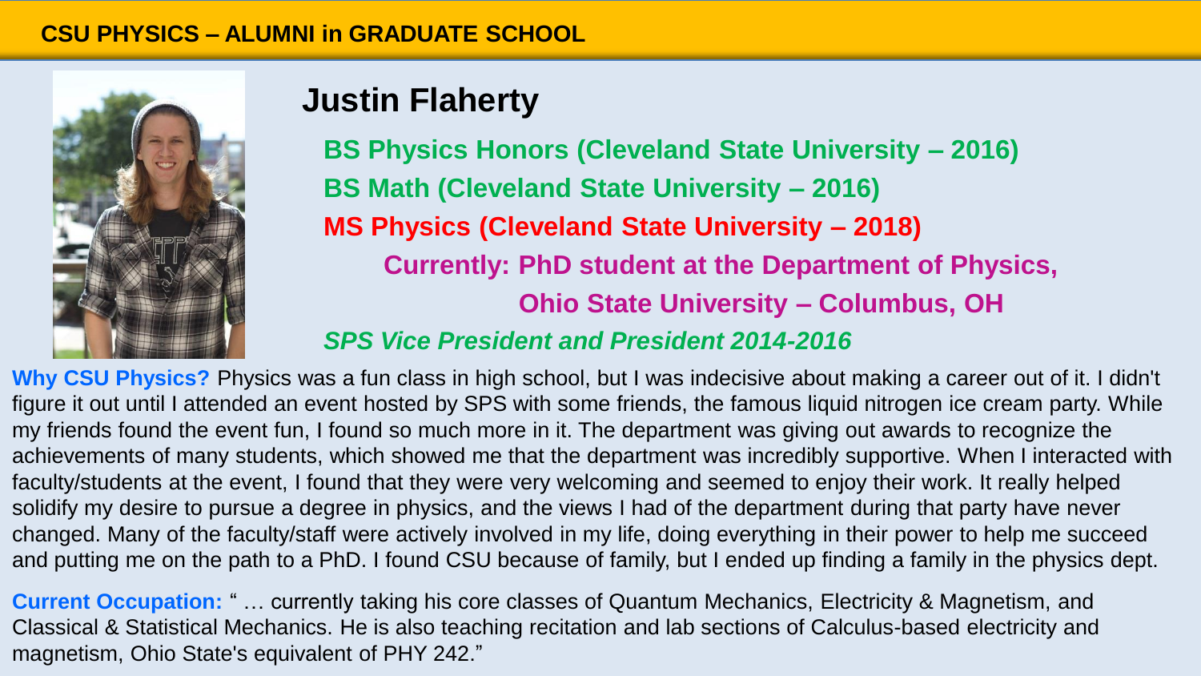## CSU PHYSICS – ALUMNI in GRADUATE SCHOOL

# Justin Flaherty

**BS Physics Honors (Cleveland State University – 2016)**

**BS Math (Cleveland State University – 2016)**

**MS Physics (Cleveland State University – 2018)**

**Currently: PhD student at the Department of Physics, Ohio State University – Columbus, OH**

***SPS Vice President and President 2014-2016***

**Why CSU Physics?** Physics was a fun class in high school, but I was indecisive about making a career out of it. I didn't figure it out until I attended an event hosted by SPS with some friends, the famous liquid nitrogen ice cream party. While my friends found the event fun, I found so much more in it. The department was giving out awards to recognize the achievements of many students, which showed me that the department was incredibly supportive. When I interacted with faculty/students at the event, I found that they were very welcoming and seemed to enjoy their work. It really helped solidify my desire to pursue a degree in physics, and the views I had of the department during that party have never changed. Many of the faculty/staff were actively involved in my life, doing everything in their power to help me succeed and putting me on the path to a PhD. I found CSU because of family, but I ended up finding a family in the physics dept.

**Current Occupation:** " … currently taking his core classes of Quantum Mechanics, Electricity & Magnetism, and Classical & Statistical Mechanics. He is also teaching recitation and lab sections of Calculus-based electricity and magnetism, Ohio State's equivalent of PHY 242."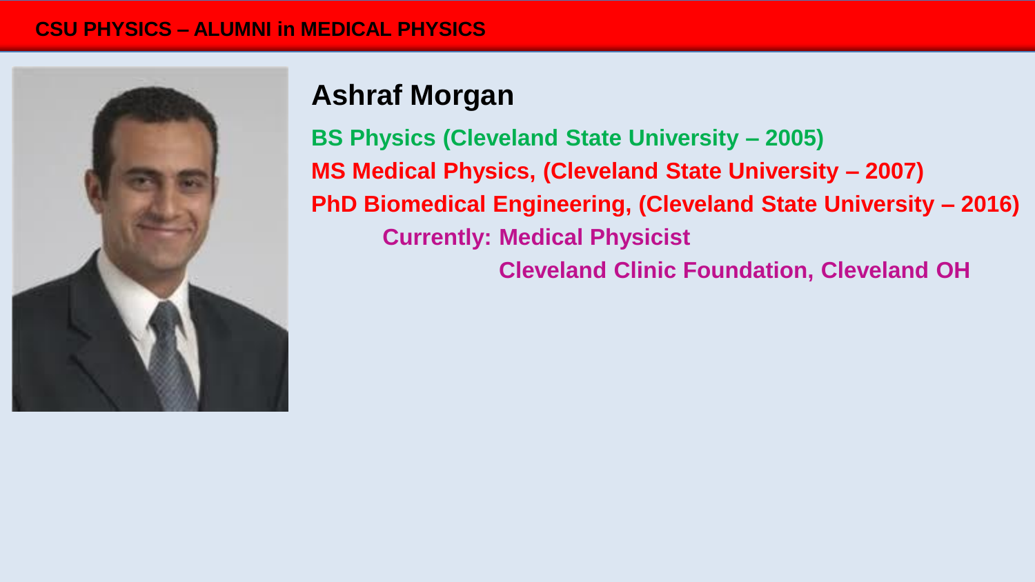## CSU PHYSICS – ALUMNI in MEDICAL PHYSICS

# Ashraf Morgan

**BS Physics (Cleveland State University – 2005)**

**MS Medical Physics, (Cleveland State University – 2007)**

**PhD Biomedical Engineering, (Cleveland State University – 2016)**

**Currently: Medical Physicist**

**Cleveland Clinic Foundation, Cleveland OH**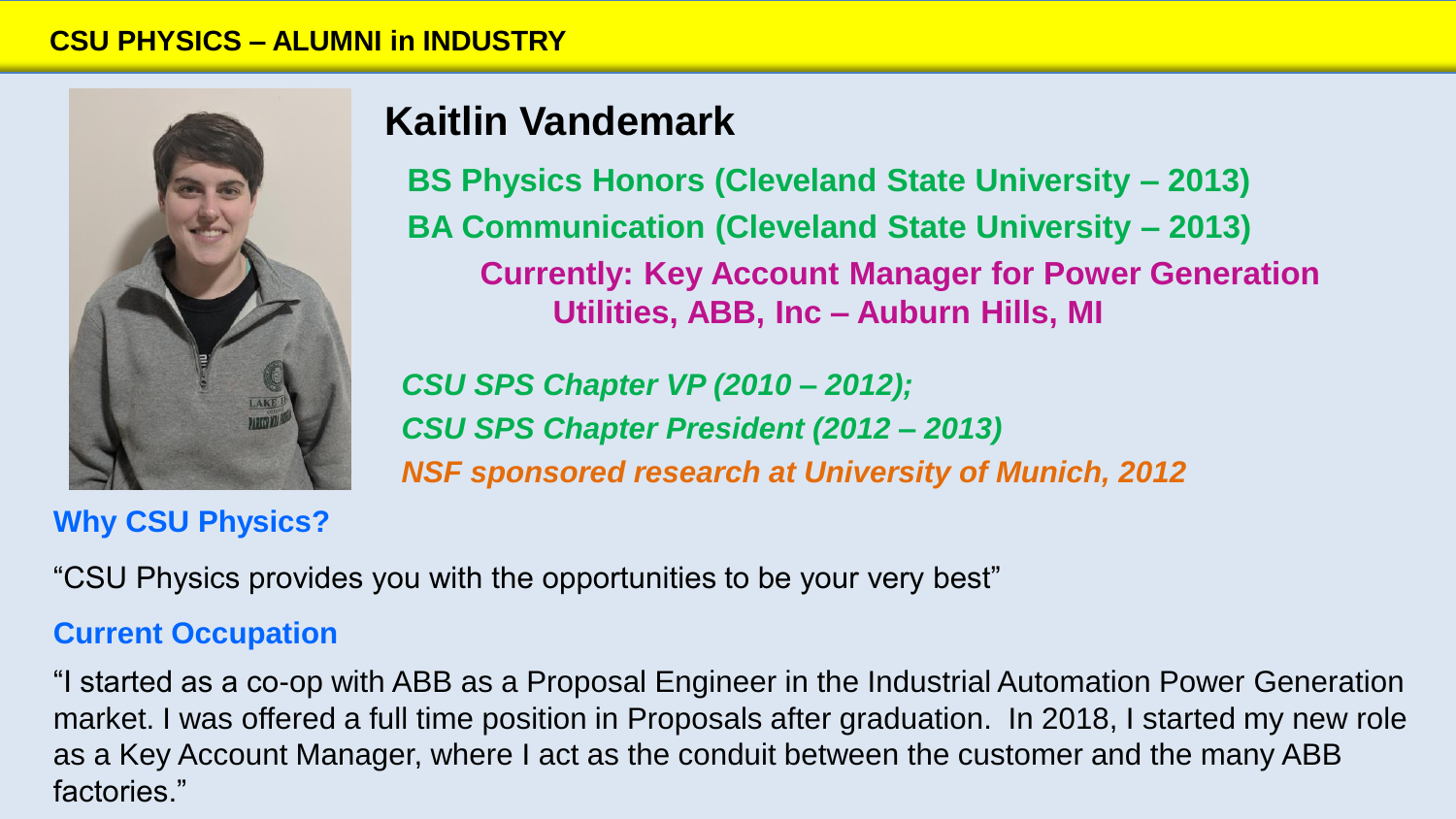CSU PHYSICS – ALUMNI in INDUSTRY

# Kaitlin Vandemark

**BS Physics Honors (Cleveland State University – 2013)**
**BA Communication (Cleveland State University – 2013)**

**Currently: Key Account Manager for Power Generation Utilities, ABB, Inc – Auburn Hills, MI**

***CSU SPS Chapter VP (2010 – 2012);***
***CSU SPS Chapter President (2012 – 2013)***
***NSF sponsored research at University of Munich, 2012***

### Why CSU Physics?

"CSU Physics provides you with the opportunities to be your very best"

### Current Occupation

"I started as a co-op with ABB as a Proposal Engineer in the Industrial Automation Power Generation market. I was offered a full time position in Proposals after graduation. In 2018, I started my new role as a Key Account Manager, where I act as the conduit between the customer and the many ABB factories."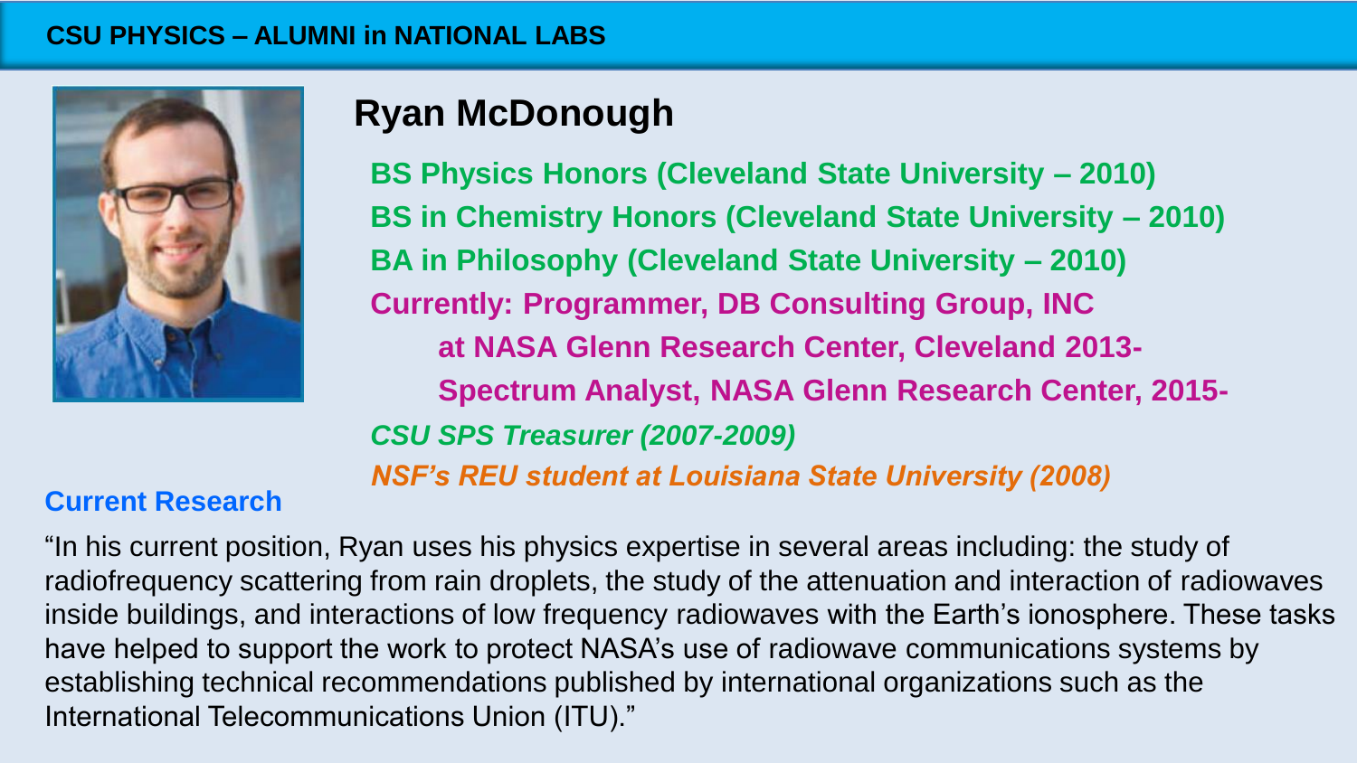# CSU PHYSICS – ALUMNI in NATIONAL LABS

## Ryan McDonough

**BS Physics Honors (Cleveland State University – 2010)**
**BS in Chemistry Honors (Cleveland State University – 2010)**
**BA in Philosophy (Cleveland State University – 2010)**
**Currently: Programmer, DB Consulting Group, INC**
**at NASA Glenn Research Center, Cleveland 2013-**
**Spectrum Analyst, NASA Glenn Research Center, 2015-**

***CSU SPS Treasurer (2007-2009)***

***NSF's REU student at Louisiana State University (2008)***

### Current Research

"In his current position, Ryan uses his physics expertise in several areas including: the study of radiofrequency scattering from rain droplets, the study of the attenuation and interaction of radiowaves inside buildings, and interactions of low frequency radiowaves with the Earth's ionosphere. These tasks have helped to support the work to protect NASA's use of radiowave communications systems by establishing technical recommendations published by international organizations such as the International Telecommunications Union (ITU)."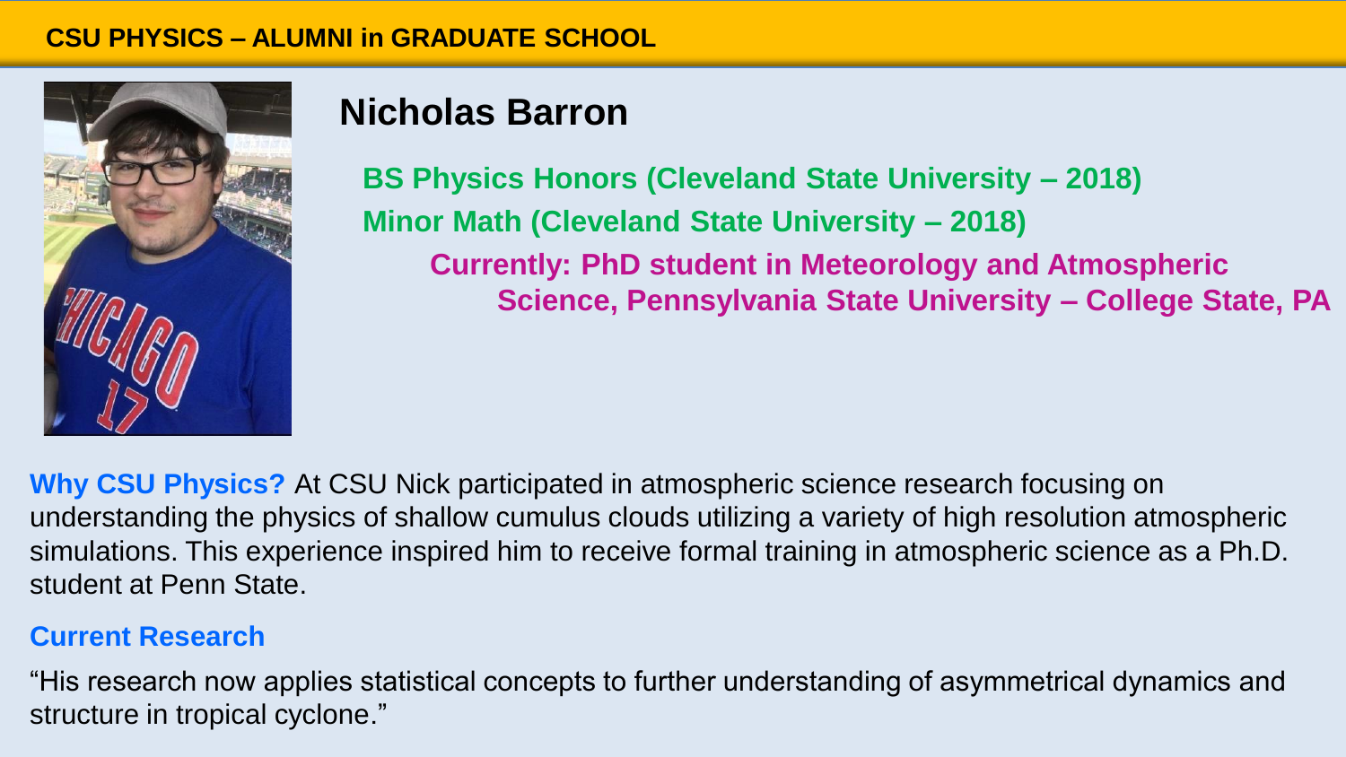# CSU PHYSICS – ALUMNI in GRADUATE SCHOOL

## Nicholas Barron

**BS Physics Honors (Cleveland State University – 2018)**

**Minor Math (Cleveland State University – 2018)**

**Currently: PhD student in Meteorology and Atmospheric Science, Pennsylvania State University – College State, PA**

**Why CSU Physics?** At CSU Nick participated in atmospheric science research focusing on understanding the physics of shallow cumulus clouds utilizing a variety of high resolution atmospheric simulations. This experience inspired him to receive formal training in atmospheric science as a Ph.D. student at Penn State.

### Current Research

“His research now applies statistical concepts to further understanding of asymmetrical dynamics and structure in tropical cyclone.”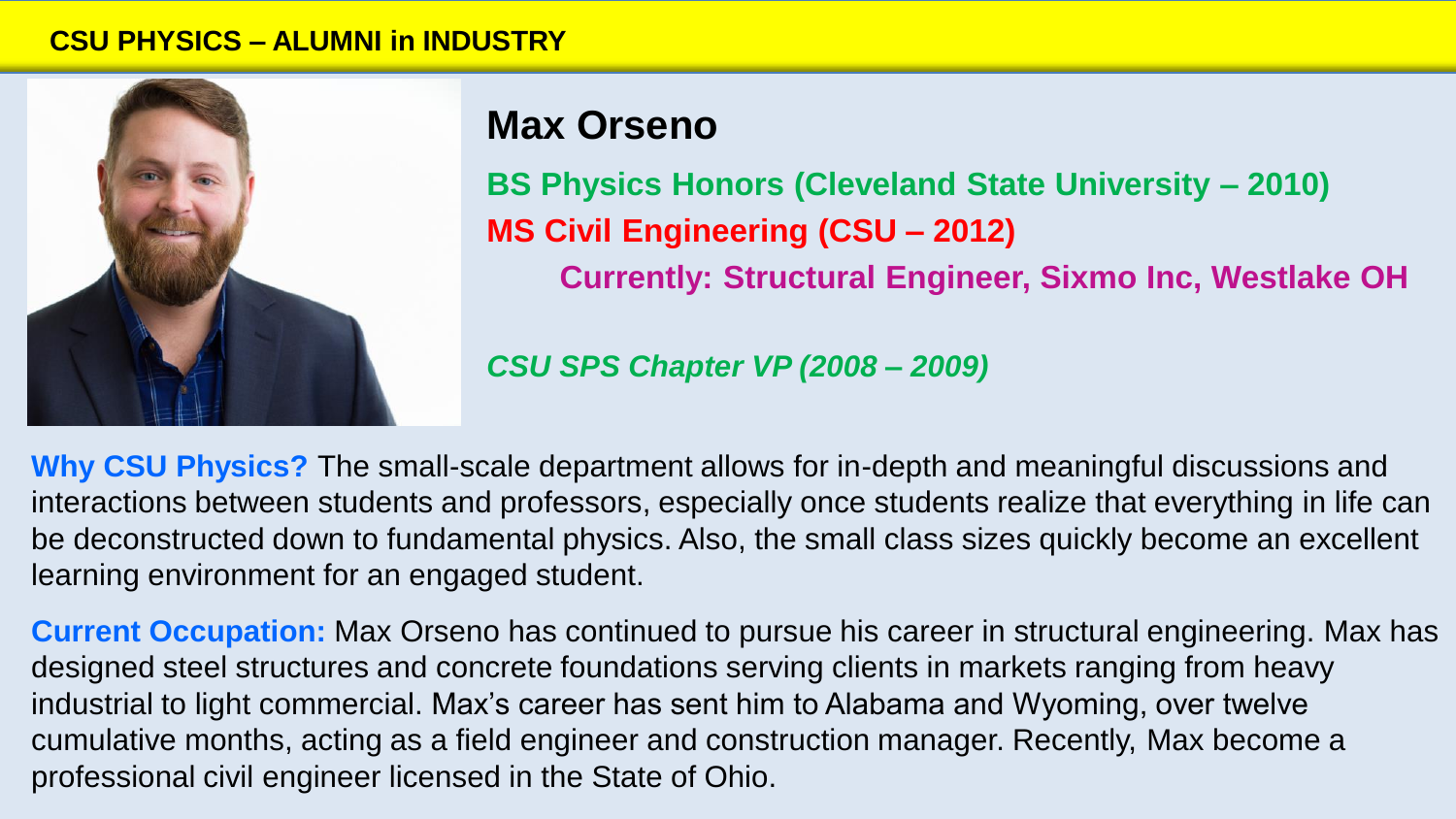**CSU PHYSICS – ALUMNI in INDUSTRY**

## Max Orseno

**BS Physics Honors (Cleveland State University – 2010)**

**MS Civil Engineering (CSU – 2012)**

**Currently: Structural Engineer, Sixmo Inc, Westlake OH**

***CSU SPS Chapter VP (2008 – 2009)***

**Why CSU Physics?** The small-scale department allows for in-depth and meaningful discussions and interactions between students and professors, especially once students realize that everything in life can be deconstructed down to fundamental physics. Also, the small class sizes quickly become an excellent learning environment for an engaged student.

**Current Occupation:** Max Orseno has continued to pursue his career in structural engineering. Max has designed steel structures and concrete foundations serving clients in markets ranging from heavy industrial to light commercial. Max's career has sent him to Alabama and Wyoming, over twelve cumulative months, acting as a field engineer and construction manager. Recently, Max become a professional civil engineer licensed in the State of Ohio.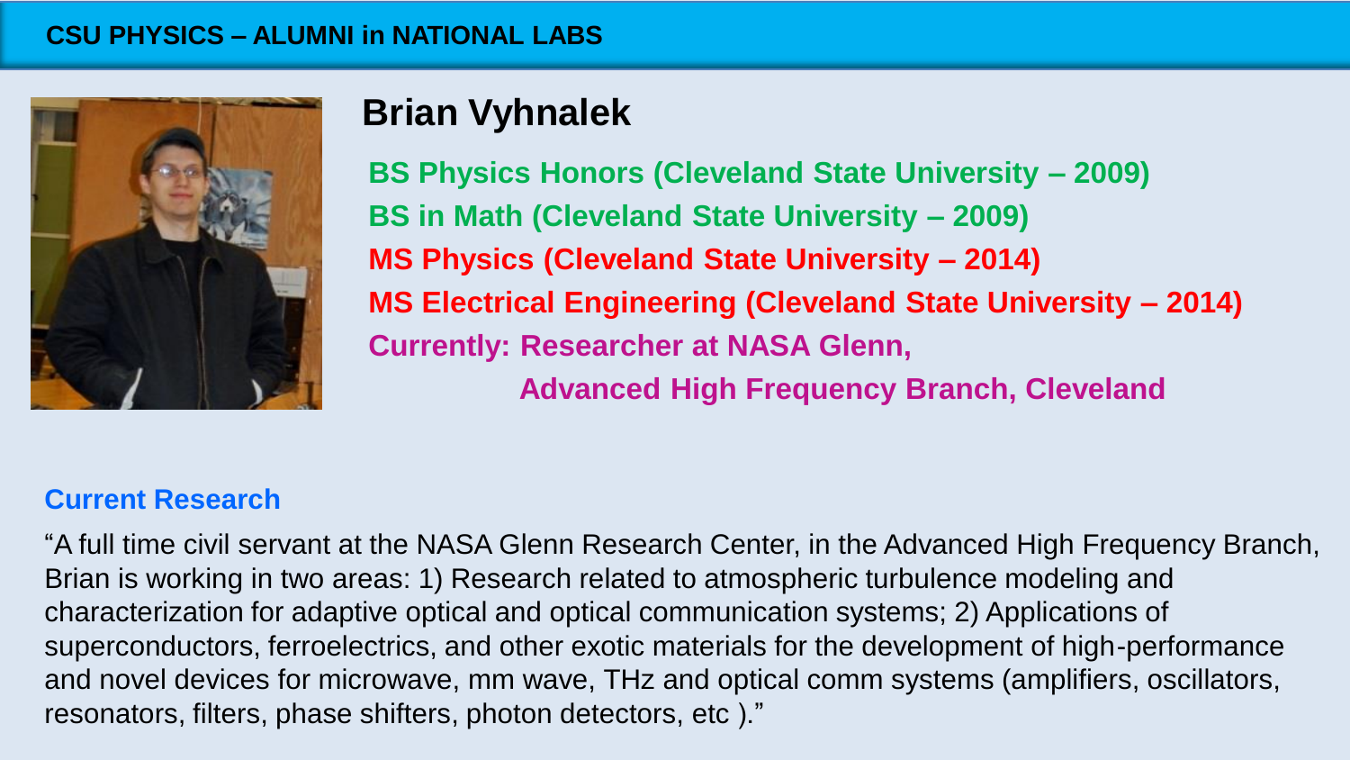# CSU PHYSICS – ALUMNI in NATIONAL LABS

## Brian Vyhnalek

**BS Physics Honors (Cleveland State University – 2009)**
**BS in Math (Cleveland State University – 2009)**
**MS Physics (Cleveland State University – 2014)**
**MS Electrical Engineering (Cleveland State University – 2014)**
**Currently: Researcher at NASA Glenn,**
**Advanced High Frequency Branch, Cleveland**

### Current Research

"A full time civil servant at the NASA Glenn Research Center, in the Advanced High Frequency Branch, Brian is working in two areas: 1) Research related to atmospheric turbulence modeling and characterization for adaptive optical and optical communication systems; 2) Applications of superconductors, ferroelectrics, and other exotic materials for the development of high-performance and novel devices for microwave, mm wave, THz and optical comm systems (amplifiers, oscillators, resonators, filters, phase shifters, photon detectors, etc )."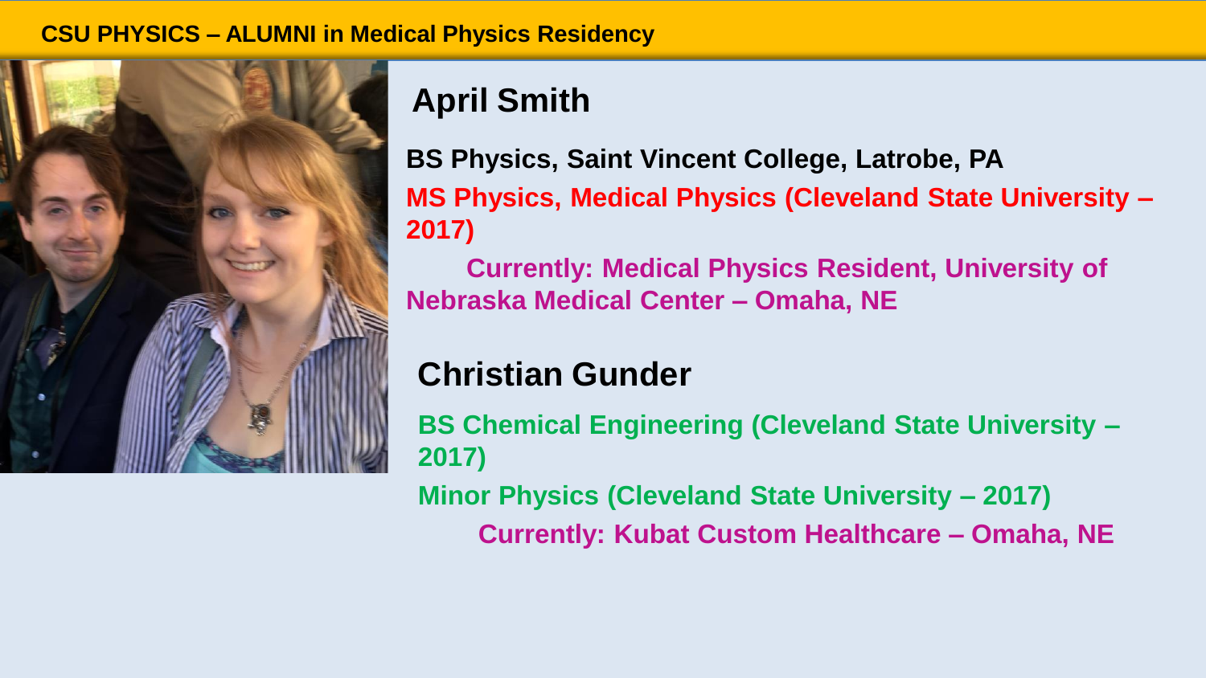# CSU PHYSICS – ALUMNI in Medical Physics Residency

## April Smith

**BS Physics, Saint Vincent College, Latrobe, PA**

**MS Physics, Medical Physics (Cleveland State University – 2017)**

**Currently: Medical Physics Resident, University of Nebraska Medical Center – Omaha, NE**

## Christian Gunder

**BS Chemical Engineering (Cleveland State University – 2017)**

**Minor Physics (Cleveland State University – 2017)**

**Currently: Kubat Custom Healthcare – Omaha, NE**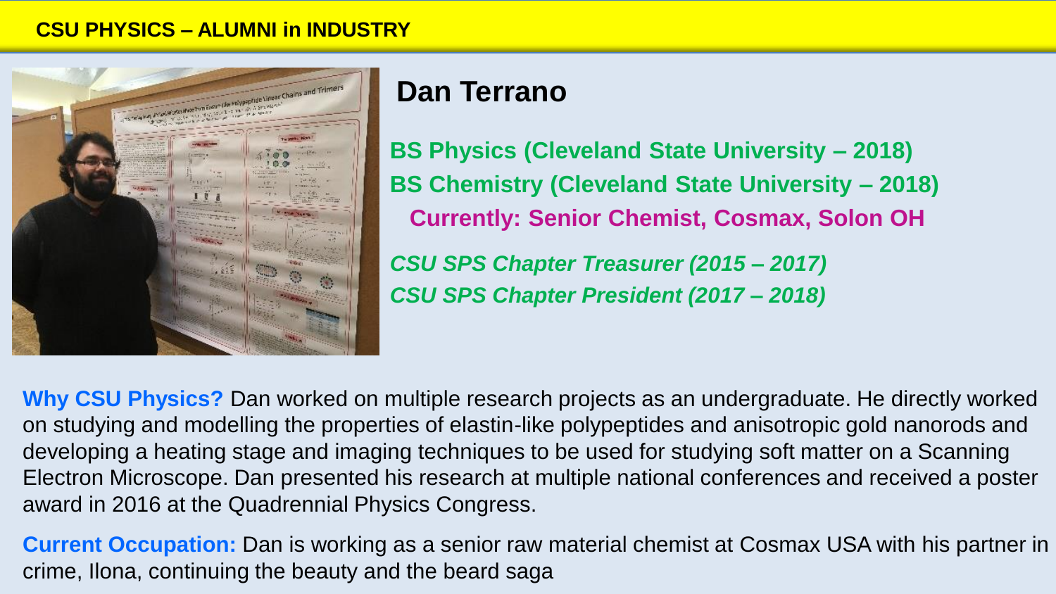**CSU PHYSICS – ALUMNI in INDUSTRY**

## Dan Terrano

**BS Physics (Cleveland State University – 2018)**
**BS Chemistry (Cleveland State University – 2018)**
**Currently: Senior Chemist, Cosmax, Solon OH**

***CSU SPS Chapter Treasurer (2015 – 2017)***
***CSU SPS Chapter President (2017 – 2018)***

**Why CSU Physics?** Dan worked on multiple research projects as an undergraduate. He directly worked on studying and modelling the properties of elastin-like polypeptides and anisotropic gold nanorods and developing a heating stage and imaging techniques to be used for studying soft matter on a Scanning Electron Microscope. Dan presented his research at multiple national conferences and received a poster award in 2016 at the Quadrennial Physics Congress.

**Current Occupation:** Dan is working as a senior raw material chemist at Cosmax USA with his partner in crime, Ilona, continuing the beauty and the beard saga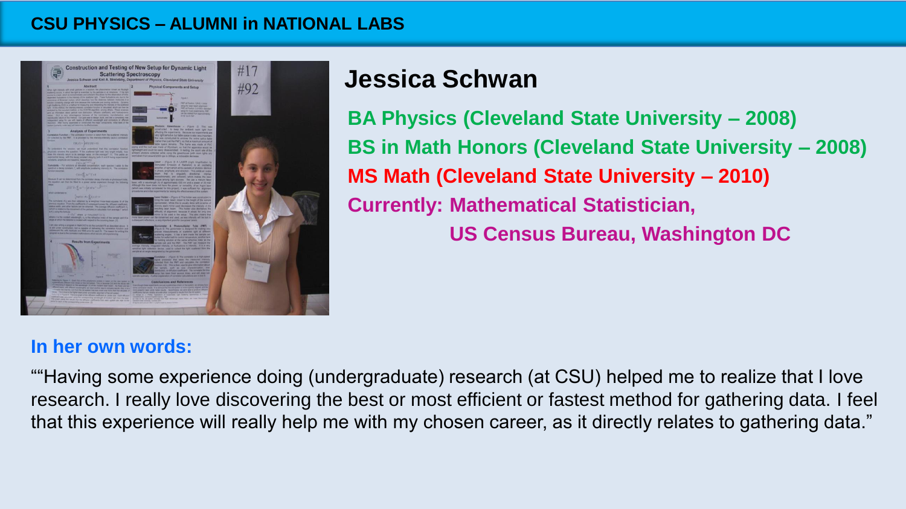# CSU PHYSICS – ALUMNI in NATIONAL LABS

## Jessica Schwan

**BA Physics (Cleveland State University – 2008)**

**BS in Math Honors (Cleveland State University – 2008)**

**MS Math (Cleveland State University – 2010)**

**Currently: Mathematical Statistician,**
**US Census Bureau, Washington DC**

### In her own words:

""Having some experience doing (undergraduate) research (at CSU) helped me to realize that I love research. I really love discovering the best or most efficient or fastest method for gathering data. I feel that this experience will really help me with my chosen career, as it directly relates to gathering data."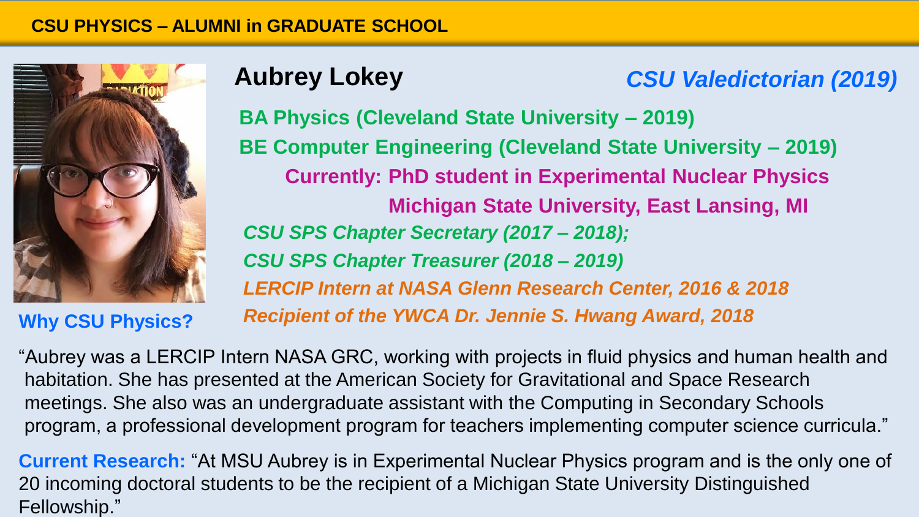## CSU PHYSICS – ALUMNI in GRADUATE SCHOOL

# Aubrey Lokey

***CSU Valedictorian (2019)***

**BA Physics (Cleveland State University – 2019)**

**BE Computer Engineering (Cleveland State University – 2019)**

**Currently: PhD student in Experimental Nuclear Physics**

**Michigan State University, East Lansing, MI**

***CSU SPS Chapter Secretary (2017 – 2018);***

***CSU SPS Chapter Treasurer (2018 – 2019)***

***LERCIP Intern at NASA Glenn Research Center, 2016 & 2018***

***Recipient of the YWCA Dr. Jennie S. Hwang Award, 2018***

**Why CSU Physics?**

"Aubrey was a LERCIP Intern NASA GRC, working with projects in fluid physics and human health and habitation. She has presented at the American Society for Gravitational and Space Research meetings. She also was an undergraduate assistant with the Computing in Secondary Schools program, a professional development program for teachers implementing computer science curricula."

**Current Research:** "At MSU Aubrey is in Experimental Nuclear Physics program and is the only one of 20 incoming doctoral students to be the recipient of a Michigan State University Distinguished Fellowship."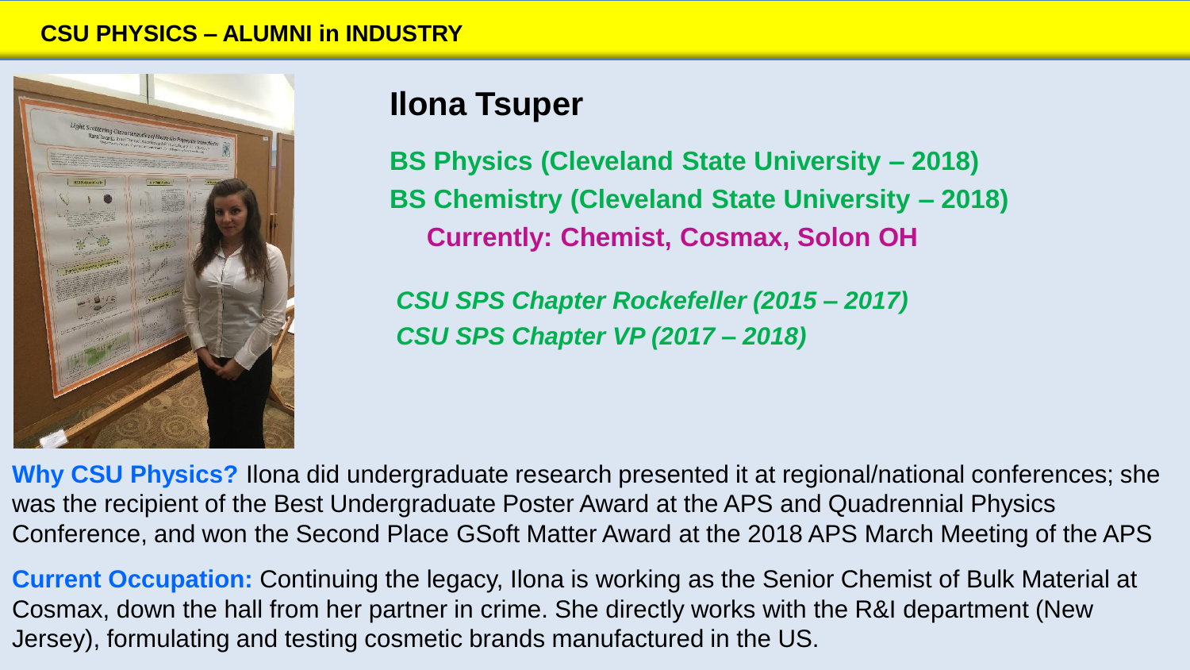**CSU PHYSICS – ALUMNI in INDUSTRY**

# Ilona Tsuper

**BS Physics (Cleveland State University – 2018)**
**BS Chemistry (Cleveland State University – 2018)**
**Currently: Chemist, Cosmax, Solon OH**

***CSU SPS Chapter Rockefeller (2015 – 2017)***
***CSU SPS Chapter VP (2017 – 2018)***

**Why CSU Physics?** Ilona did undergraduate research presented it at regional/national conferences; she was the recipient of the Best Undergraduate Poster Award at the APS and Quadrennial Physics Conference, and won the Second Place GSoft Matter Award at the 2018 APS March Meeting of the APS

**Current Occupation:** Continuing the legacy, Ilona is working as the Senior Chemist of Bulk Material at Cosmax, down the hall from her partner in crime. She directly works with the R&I department (New Jersey), formulating and testing cosmetic brands manufactured in the US.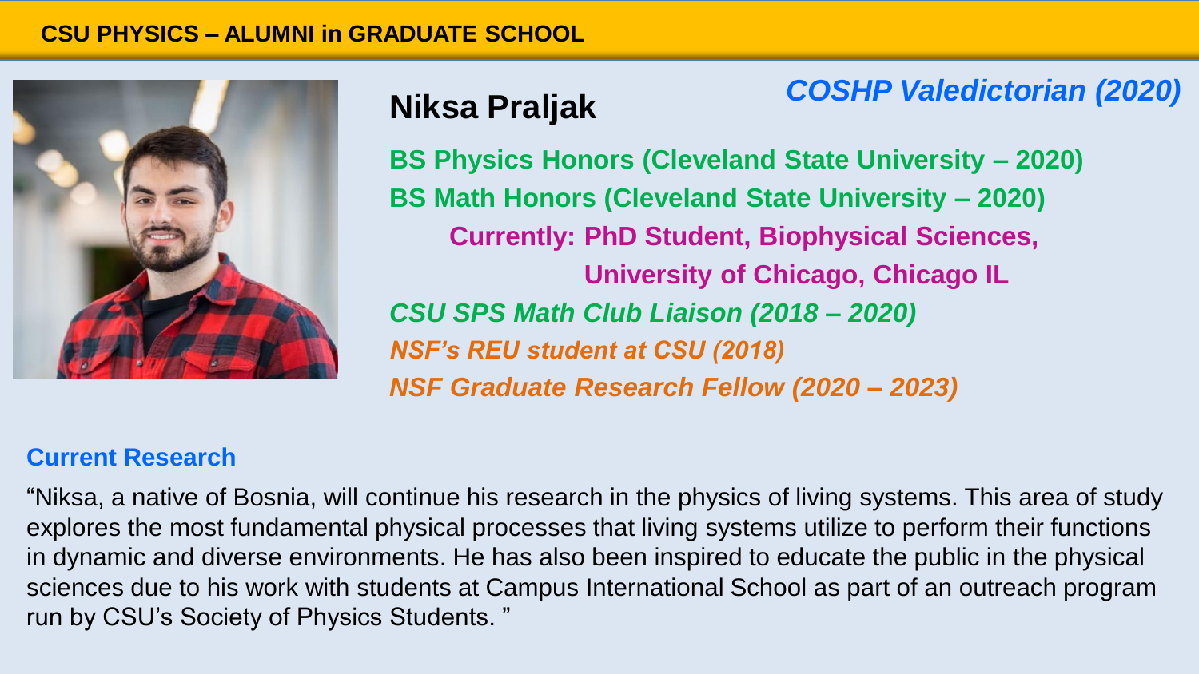## CSU PHYSICS – ALUMNI in GRADUATE SCHOOL

# Niksa Praljak

***COSHP Valedictorian (2020)***

**BS Physics Honors (Cleveland State University – 2020)**

**BS Math Honors (Cleveland State University – 2020)**

**Currently: PhD Student, Biophysical Sciences, University of Chicago, Chicago IL**

***CSU SPS Math Club Liaison (2018 – 2020)***

***NSF's REU student at CSU (2018)***

***NSF Graduate Research Fellow (2020 – 2023)***

### Current Research

"Niksa, a native of Bosnia, will continue his research in the physics of living systems. This area of study explores the most fundamental physical processes that living systems utilize to perform their functions in dynamic and diverse environments. He has also been inspired to educate the public in the physical sciences due to his work with students at Campus International School as part of an outreach program run by CSU's Society of Physics Students. "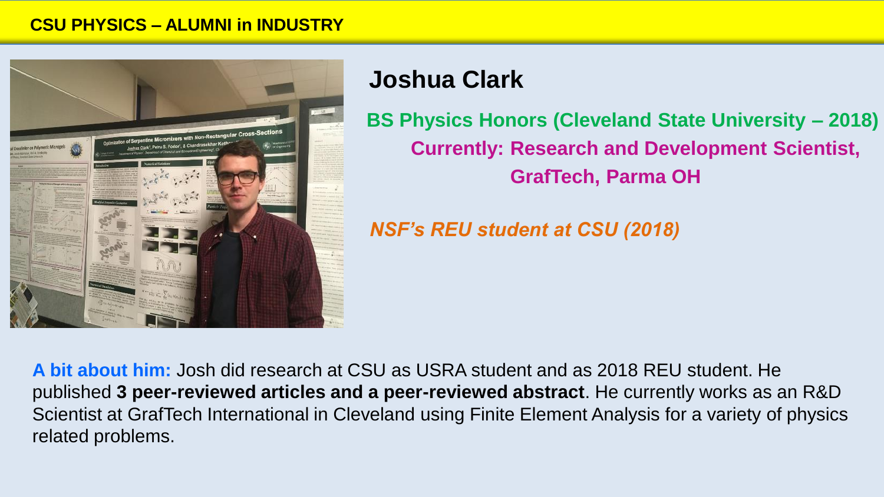CSU PHYSICS – ALUMNI in INDUSTRY

# Joshua Clark

**BS Physics Honors (Cleveland State University – 2018)**

**Currently: Research and Development Scientist, GrafTech, Parma OH**

***NSF's REU student at CSU (2018)***

**A bit about him:** Josh did research at CSU as USRA student and as 2018 REU student. He published **3 peer-reviewed articles and a peer-reviewed abstract**. He currently works as an R&D Scientist at GrafTech International in Cleveland using Finite Element Analysis for a variety of physics related problems.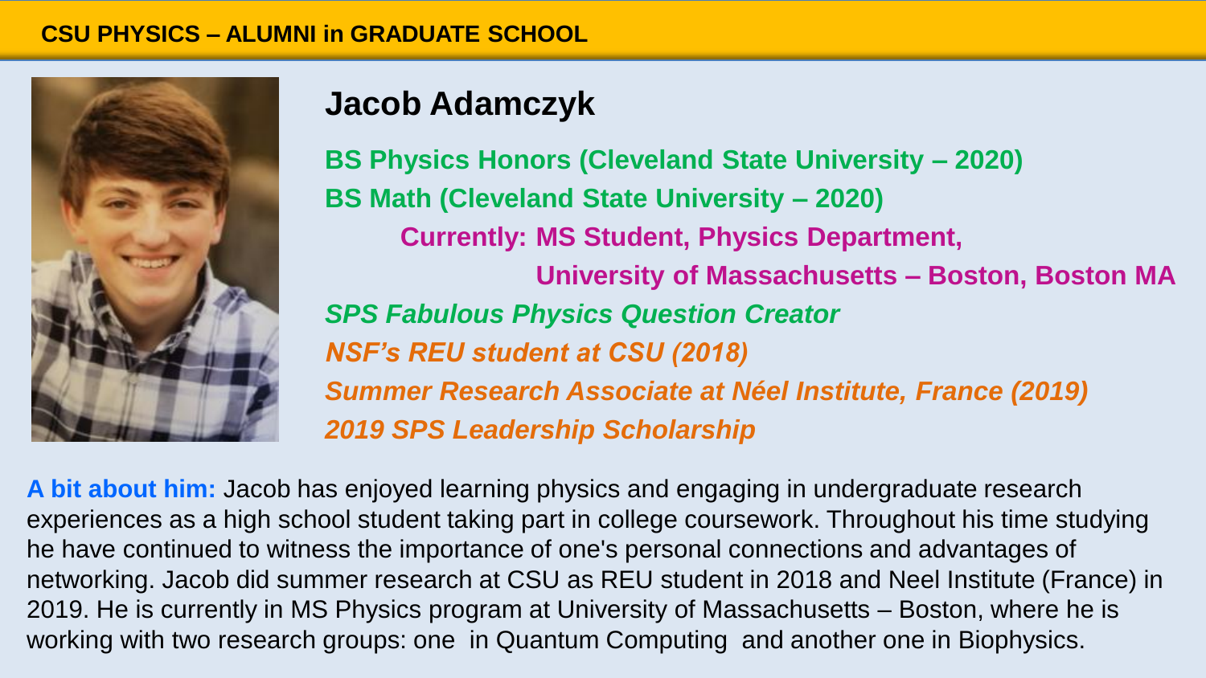CSU PHYSICS – ALUMNI in GRADUATE SCHOOL

## Jacob Adamczyk

**BS Physics Honors (Cleveland State University – 2020)**
**BS Math (Cleveland State University – 2020)**

**Currently: MS Student, Physics Department,**
**University of Massachusetts – Boston, Boston MA**

***SPS Fabulous Physics Question Creator***
***NSF's REU student at CSU (2018)***
***Summer Research Associate at Néel Institute, France (2019)***
***2019 SPS Leadership Scholarship***

**A bit about him:** Jacob has enjoyed learning physics and engaging in undergraduate research experiences as a high school student taking part in college coursework. Throughout his time studying he have continued to witness the importance of one's personal connections and advantages of networking. Jacob did summer research at CSU as REU student in 2018 and Neel Institute (France) in 2019. He is currently in MS Physics program at University of Massachusetts – Boston, where he is working with two research groups: one in Quantum Computing and another one in Biophysics.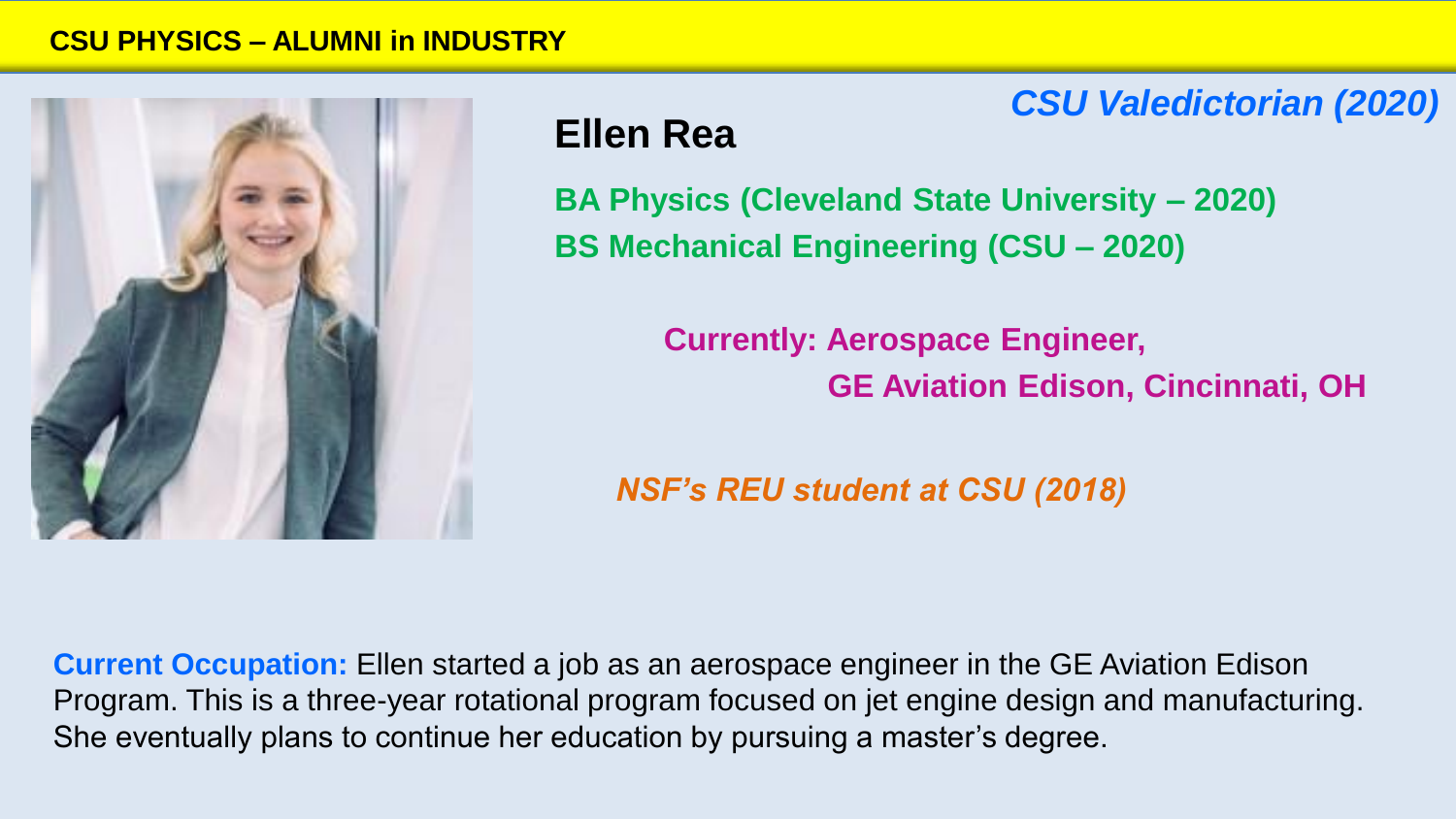# CSU PHYSICS – ALUMNI in INDUSTRY

*CSU Valedictorian (2020)*

## Ellen Rea

**BA Physics (Cleveland State University – 2020)**
**BS Mechanical Engineering (CSU – 2020)**

**Currently: Aerospace Engineer,**
**GE Aviation Edison, Cincinnati, OH**

***NSF's REU student at CSU (2018)***

**Current Occupation:** Ellen started a job as an aerospace engineer in the GE Aviation Edison Program. This is a three-year rotational program focused on jet engine design and manufacturing. She eventually plans to continue her education by pursuing a master's degree.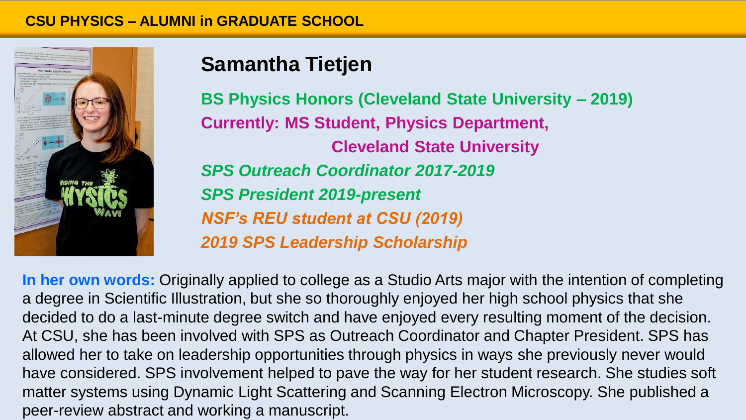## CSU PHYSICS – ALUMNI in GRADUATE SCHOOL

# Samantha Tietjen

**BS Physics Honors (Cleveland State University – 2019)**

**Currently: MS Student, Physics Department, Cleveland State University**

***SPS Outreach Coordinator 2017-2019***

***SPS President 2019-present***

***NSF's REU student at CSU (2019)***

***2019 SPS Leadership Scholarship***

**In her own words:** Originally applied to college as a Studio Arts major with the intention of completing a degree in Scientific Illustration, but she so thoroughly enjoyed her high school physics that she decided to do a last-minute degree switch and have enjoyed every resulting moment of the decision. At CSU, she has been involved with SPS as Outreach Coordinator and Chapter President. SPS has allowed her to take on leadership opportunities through physics in ways she previously never would have considered. SPS involvement helped to pave the way for her student research. She studies soft matter systems using Dynamic Light Scattering and Scanning Electron Microscopy. She published a peer-review abstract and working a manuscript.